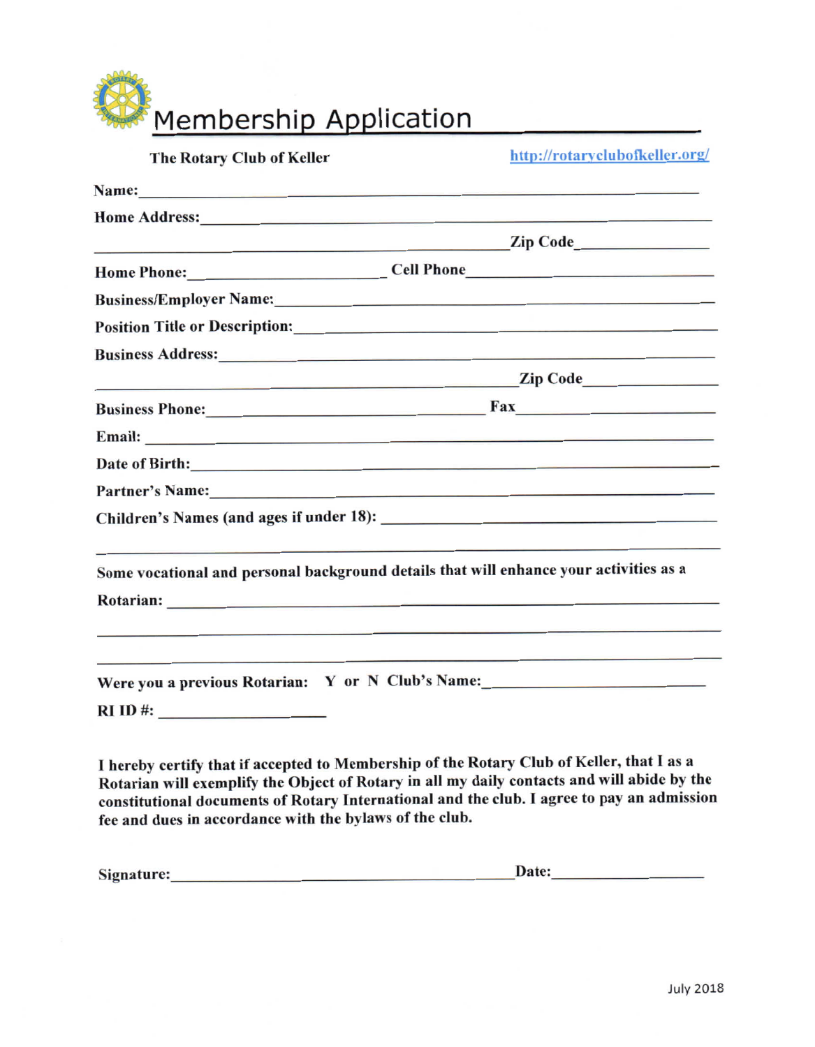# Membership Application

**The Rotary Club of Keller** http://rotaryclubofkeller.org/

**Name:** ______________________________________________

**Home Address:** ______________________________________________

______________________________________ **Zip Code** ____________

**Home Phone:** ____________________ **Cell Phone** ____________________

**Business/Employer Name:** ______________________________________________

**Position Title or Description:** ______________________________________________

**Business Address:** ______________________________________________

______________________________________ **Zip Code** ____________

**Business Phone:** ____________________ **Fax** ____________________

**Email:** ______________________________________________

**Date of Birth:** ______________________________________________

**Partner's Name:** ______________________________________________

**Children's Names (and ages if under 18):** ______________________________________________

______________________________________________

**Some vocational and personal background details that will enhance your activities as a Rotarian:** ______________________________________________

______________________________________________

______________________________________________

**Were you a previous Rotarian: Y or N Club's Name:** ____________________

**RI ID #:** ____________________

**I hereby certify that if accepted to Membership of the Rotary Club of Keller, that I as a Rotarian will exemplify the Object of Rotary in all my daily contacts and will abide by the constitutional documents of Rotary International and the club. I agree to pay an admission fee and dues in accordance with the bylaws of the club.**

**Signature:** ______________________________ **Date:** ____________

July 2018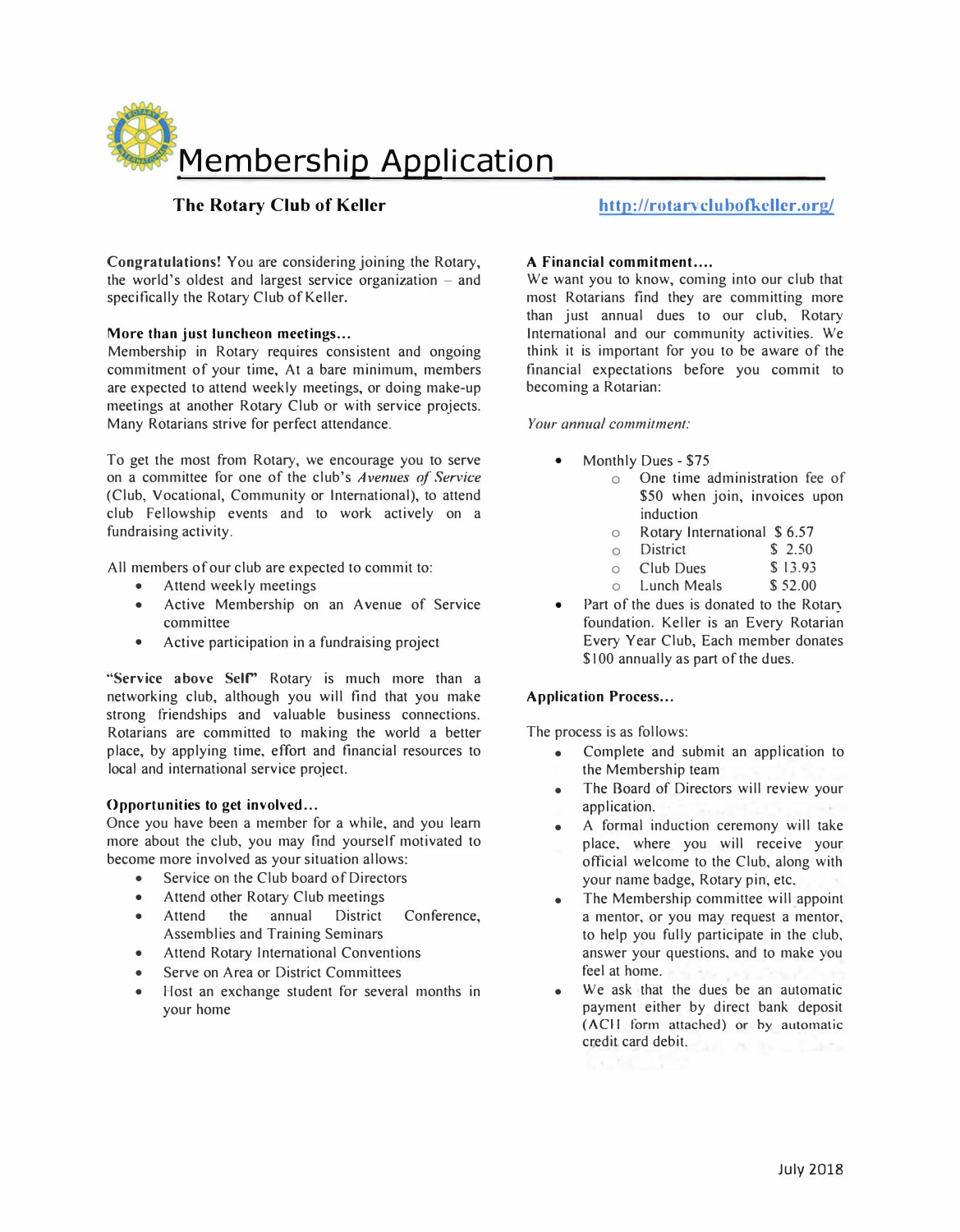# Membership Application

**The Rotary Club of Keller**

http://rotaryclubofkeller.org/

**Congratulations!** You are considering joining the Rotary, the world's oldest and largest service organization – and specifically the Rotary Club of Keller.

**More than just luncheon meetings…**

Membership in Rotary requires consistent and ongoing commitment of your time, At a bare minimum, members are expected to attend weekly meetings, or doing make-up meetings at another Rotary Club or with service projects. Many Rotarians strive for perfect attendance.

To get the most from Rotary, we encourage you to serve on a committee for one of the club's *Avenues of Service* (Club, Vocational, Community or International), to attend club Fellowship events and to work actively on a fundraising activity.

All members of our club are expected to commit to:

- Attend weekly meetings
- Active Membership on an Avenue of Service committee
- Active participation in a fundraising project

**"Service above Self"** Rotary is much more than a networking club, although you will find that you make strong friendships and valuable business connections. Rotarians are committed to making the world a better place, by applying time, effort and financial resources to local and international service project.

**Opportunities to get involved…**

Once you have been a member for a while, and you learn more about the club, you may find yourself motivated to become more involved as your situation allows:

- Service on the Club board of Directors
- Attend other Rotary Club meetings
- Attend the annual District Conference, Assemblies and Training Seminars
- Attend Rotary International Conventions
- Serve on Area or District Committees
- Host an exchange student for several months in your home

**A Financial commitment….**

We want you to know, coming into our club that most Rotarians find they are committing more than just annual dues to our club, Rotary International and our community activities. We think it is important for you to be aware of the financial expectations before you commit to becoming a Rotarian:

*Your annual commitment:*

- Monthly Dues - $75
  - One time administration fee of $50 when join, invoices upon induction
  - Rotary International $ 6.57
  - District $ 2.50
  - Club Dues $ 13.93
  - Lunch Meals $ 52.00
- Part of the dues is donated to the Rotary foundation. Keller is an Every Rotarian Every Year Club, Each member donates $100 annually as part of the dues.

**Application Process…**

The process is as follows:

- Complete and submit an application to the Membership team
- The Board of Directors will review your application.
- A formal induction ceremony will take place, where you will receive your official welcome to the Club, along with your name badge, Rotary pin, etc.
- The Membership committee will appoint a mentor, or you may request a mentor, to help you fully participate in the club, answer your questions, and to make you feel at home.
- We ask that the dues be an automatic payment either by direct bank deposit (ACH form attached) or by automatic credit card debit.

July 2018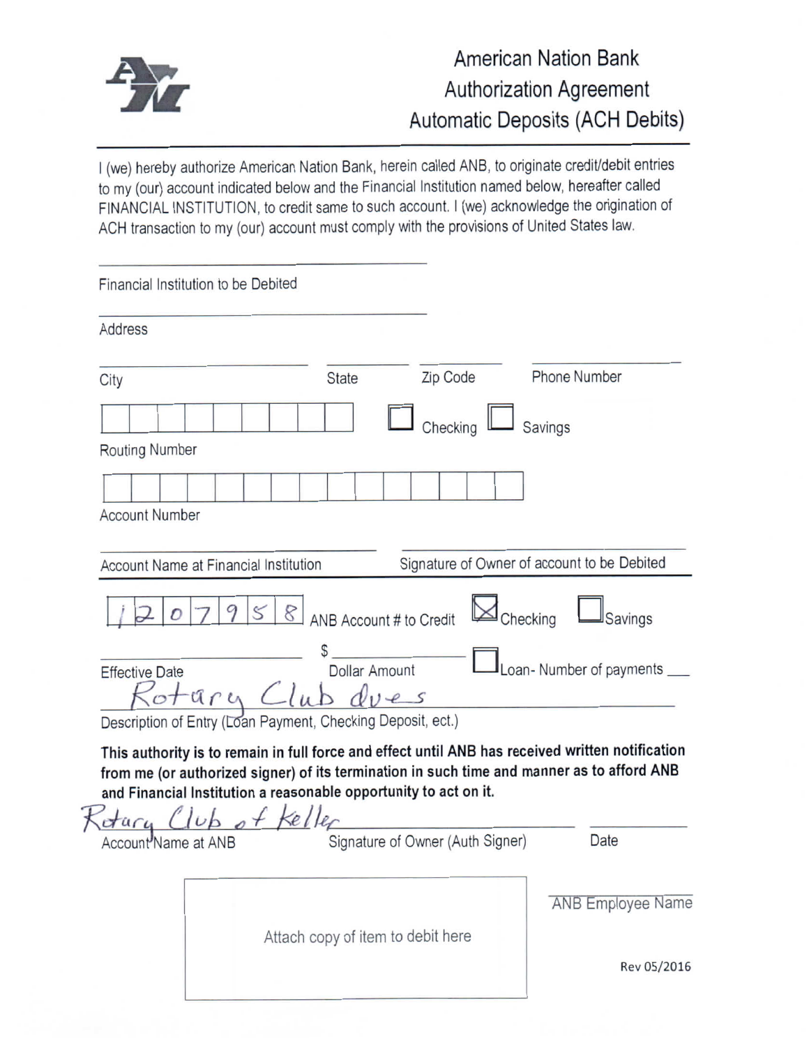# American Nation Bank Authorization Agreement Automatic Deposits (ACH Debits)

I (we) hereby authorize American Nation Bank, herein called ANB, to originate credit/debit entries to my (our) account indicated below and the Financial Institution named below, hereafter called FINANCIAL INSTITUTION, to credit same to such account. I (we) acknowledge the origination of ACH transaction to my (our) account must comply with the provisions of United States law.

______________________________
Financial Institution to be Debited

______________________________
Address

______________ ______ ______ ______________
City State Zip Code Phone Number

| | | | | | | | | |
|---|---|---|---|---|---|---|---|---|
| | | | | | | | | |

Routing Number ☐ Checking ☐ Savings

| | | | | | | | | | | | | | | |
|---|---|---|---|---|---|---|---|---|---|---|---|---|---|---|
| | | | | | | | | | | | | | | |

Account Number

______________________________ ______________________________
Account Name at Financial Institution Signature of Owner of account to be Debited

| | | | | | | |
|---|---|---|---|---|---|---|
| 1 | 2 | 0 | 7 | 9 | 5 | 8 |

ANB Account # to Credit ☒ Checking ☐ Savings

______________ $ ______________ ☐ Loan- Number of payments ___
Effective Date Dollar Amount

Rotary Club dues
Description of Entry (Loan Payment, Checking Deposit, ect.)

**This authority is to remain in full force and effect until ANB has received written notification from me (or authorized signer) of its termination in such time and manner as to afford ANB and Financial Institution a reasonable opportunity to act on it.**

Rotary Club of Keller
Account Name at ANB Signature of Owner (Auth Signer) Date

Attach copy of item to debit here

______________
ANB Employee Name

Rev 05/2016